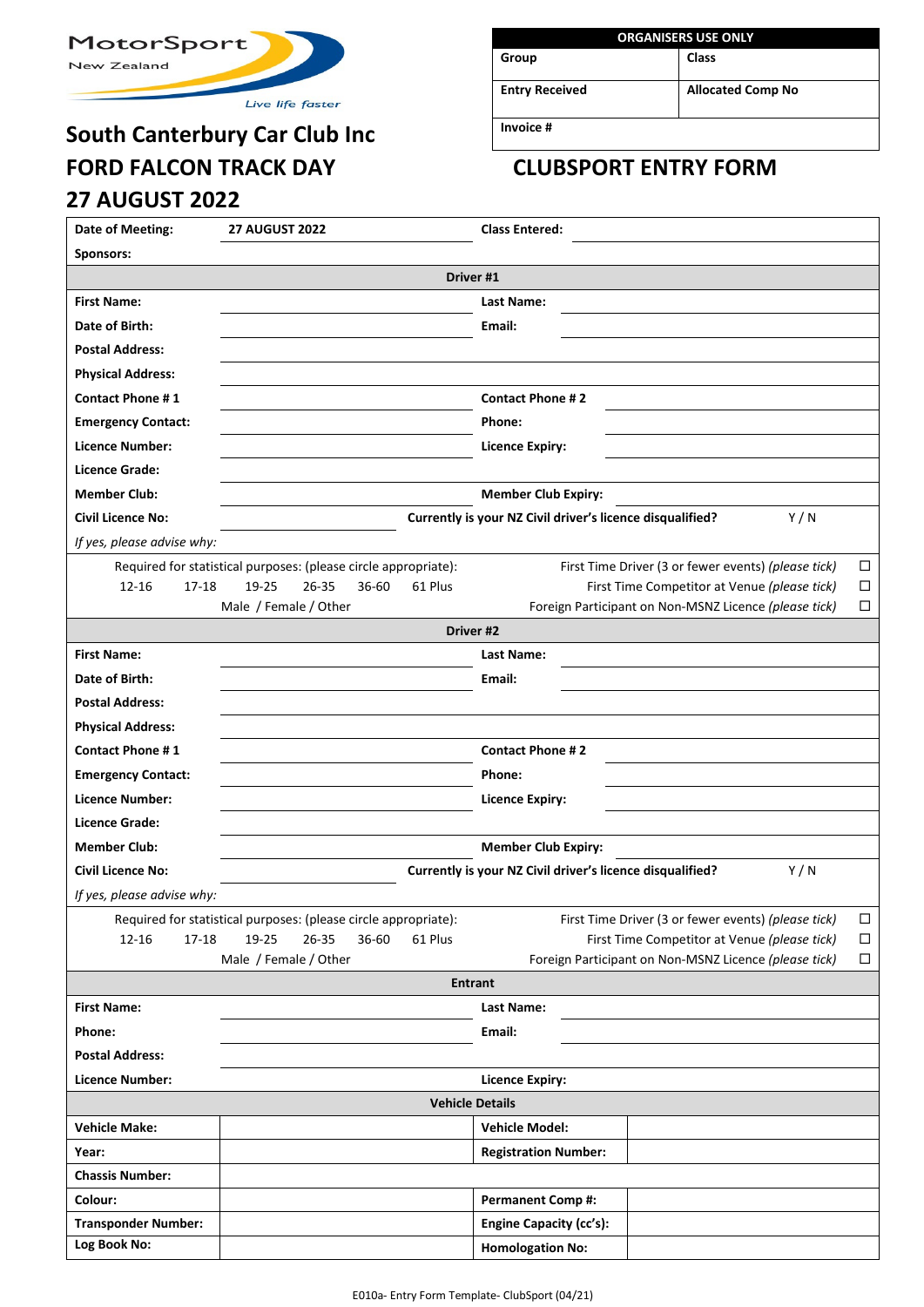MotorSport New Zealand

*Live life faster*

| ORGANISERS USE ONLY | |
|---|---|
| Group | Class |
| Entry Received | Allocated Comp No |
| Invoice # | |

# South Canterbury Car Club Inc

# FORD FALCON TRACK DAY

# 27 AUGUST 2022

# CLUBSPORT ENTRY FORM

| | | | |
|---|---|---|---|
| **Date of Meeting:** | **27 AUGUST 2022** | **Class Entered:** | |
| **Sponsors:** | | | |
| **Driver #1** | | | |
| **First Name:** | | **Last Name:** | |
| **Date of Birth:** | | **Email:** | |
| **Postal Address:** | | | |
| **Physical Address:** | | | |
| **Contact Phone # 1** | | **Contact Phone # 2** | |
| **Emergency Contact:** | | **Phone:** | |
| **Licence Number:** | | **Licence Expiry:** | |
| **Licence Grade:** | | | |
| **Member Club:** | | **Member Club Expiry:** | |
| **Civil Licence No:** | | **Currently is your NZ Civil driver's licence disqualified?** | Y / N |
| *If yes, please advise why:* | | | |

Required for statistical purposes: (please circle appropriate):
12-16 17-18 19-25 26-35 36-60 61 Plus
Male / Female / Other

First Time Driver (3 or fewer events) *(please tick)* ☐
First Time Competitor at Venue *(please tick)* ☐
Foreign Participant on Non-MSNZ Licence *(please tick)* ☐

| | | | |
|---|---|---|---|
| **Driver #2** | | | |
| **First Name:** | | **Last Name:** | |
| **Date of Birth:** | | **Email:** | |
| **Postal Address:** | | | |
| **Physical Address:** | | | |
| **Contact Phone # 1** | | **Contact Phone # 2** | |
| **Emergency Contact:** | | **Phone:** | |
| **Licence Number:** | | **Licence Expiry:** | |
| **Licence Grade:** | | | |
| **Member Club:** | | **Member Club Expiry:** | |
| **Civil Licence No:** | | **Currently is your NZ Civil driver's licence disqualified?** | Y / N |
| *If yes, please advise why:* | | | |

Required for statistical purposes: (please circle appropriate):
12-16 17-18 19-25 26-35 36-60 61 Plus
Male / Female / Other

First Time Driver (3 or fewer events) *(please tick)* ☐
First Time Competitor at Venue *(please tick)* ☐
Foreign Participant on Non-MSNZ Licence *(please tick)* ☐

| | | | |
|---|---|---|---|
| **Entrant** | | | |
| **First Name:** | | **Last Name:** | |
| **Phone:** | | **Email:** | |
| **Postal Address:** | | | |
| **Licence Number:** | | **Licence Expiry:** | |

| | | | |
|---|---|---|---|
| **Vehicle Details** | | | |
| **Vehicle Make:** | | **Vehicle Model:** | |
| **Year:** | | **Registration Number:** | |
| **Chassis Number:** | | | |
| **Colour:** | | **Permanent Comp #:** | |
| **Transponder Number:** | | **Engine Capacity (cc's):** | |
| **Log Book No:** | | **Homologation No:** | |

E010a- Entry Form Template- ClubSport (04/21)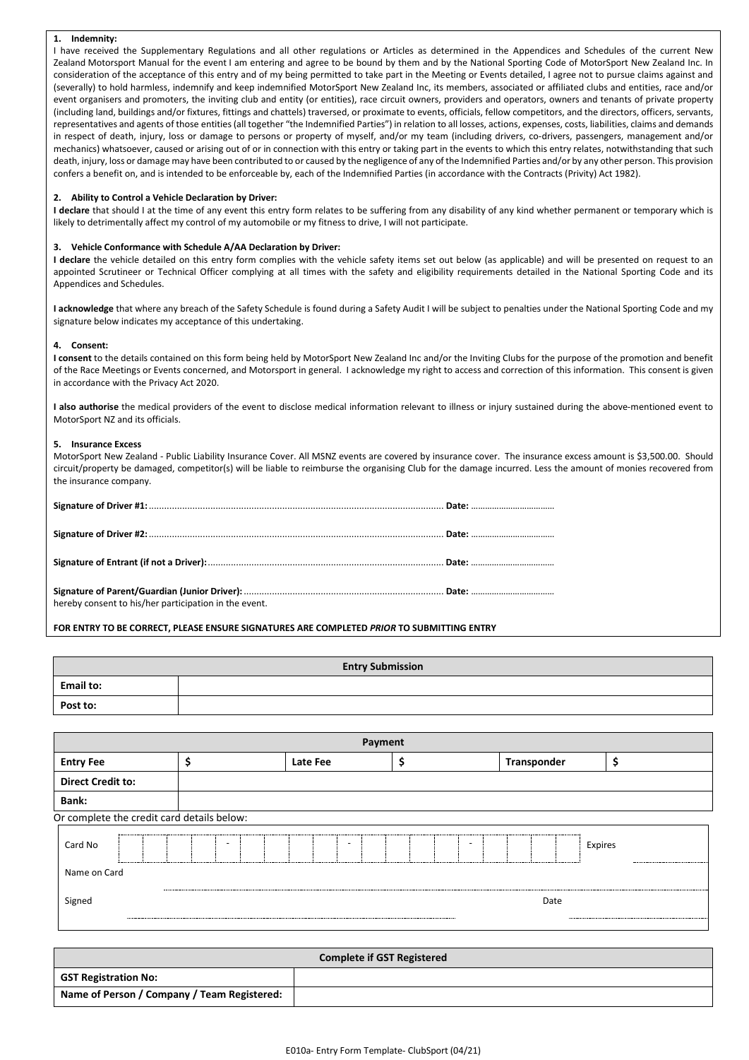**1. Indemnity:**

I have received the Supplementary Regulations and all other regulations or Articles as determined in the Appendices and Schedules of the current New Zealand Motorsport Manual for the event I am entering and agree to be bound by them and by the National Sporting Code of MotorSport New Zealand Inc. In consideration of the acceptance of this entry and of my being permitted to take part in the Meeting or Events detailed, I agree not to pursue claims against and (severally) to hold harmless, indemnify and keep indemnified MotorSport New Zealand Inc, its members, associated or affiliated clubs and entities, race and/or event organisers and promoters, the inviting club and entity (or entities), race circuit owners, providers and operators, owners and tenants of private property (including land, buildings and/or fixtures, fittings and chattels) traversed, or proximate to events, officials, fellow competitors, and the directors, officers, servants, representatives and agents of those entities (all together "the Indemnified Parties") in relation to all losses, actions, expenses, costs, liabilities, claims and demands in respect of death, injury, loss or damage to persons or property of myself, and/or my team (including drivers, co-drivers, passengers, management and/or mechanics) whatsoever, caused or arising out of or in connection with this entry or taking part in the events to which this entry relates, notwithstanding that such death, injury, loss or damage may have been contributed to or caused by the negligence of any of the Indemnified Parties and/or by any other person. This provision confers a benefit on, and is intended to be enforceable by, each of the Indemnified Parties (in accordance with the Contracts (Privity) Act 1982).

**2. Ability to Control a Vehicle Declaration by Driver:**

**I declare** that should I at the time of any event this entry form relates to be suffering from any disability of any kind whether permanent or temporary which is likely to detrimentally affect my control of my automobile or my fitness to drive, I will not participate.

**3. Vehicle Conformance with Schedule A/AA Declaration by Driver:**

**I declare** the vehicle detailed on this entry form complies with the vehicle safety items set out below (as applicable) and will be presented on request to an appointed Scrutineer or Technical Officer complying at all times with the safety and eligibility requirements detailed in the National Sporting Code and its Appendices and Schedules.

**I acknowledge** that where any breach of the Safety Schedule is found during a Safety Audit I will be subject to penalties under the National Sporting Code and my signature below indicates my acceptance of this undertaking.

**4. Consent:**

**I consent** to the details contained on this form being held by MotorSport New Zealand Inc and/or the Inviting Clubs for the purpose of the promotion and benefit of the Race Meetings or Events concerned, and Motorsport in general. I acknowledge my right to access and correction of this information. This consent is given in accordance with the Privacy Act 2020.

**I also authorise** the medical providers of the event to disclose medical information relevant to illness or injury sustained during the above-mentioned event to MotorSport NZ and its officials.

**5. Insurance Excess**

MotorSport New Zealand - Public Liability Insurance Cover. All MSNZ events are covered by insurance cover. The insurance excess amount is $3,500.00. Should circuit/property be damaged, competitor(s) will be liable to reimburse the organising Club for the damage incurred. Less the amount of monies recovered from the insurance company.

**Signature of Driver #1:**........................................................................ **Date:** ..............................

**Signature of Driver #2:**........................................................................ **Date:** ..............................

**Signature of Entrant (if not a Driver):**.............................................. **Date:** ..............................

**Signature of Parent/Guardian (Junior Driver):**.................................. **Date:** ..............................
hereby consent to his/her participation in the event.

**FOR ENTRY TO BE CORRECT, PLEASE ENSURE SIGNATURES ARE COMPLETED *PRIOR* TO SUBMITTING ENTRY**

| **Entry Submission** | |
|---|---|
| **Email to:** | |
| **Post to:** | |

| **Payment** | | | | | |
|---|---|---|---|---|---|
| **Entry Fee** | $ | **Late Fee** | $ | **Transponder** | $ |
| **Direct Credit to:** | | | | | |
| **Bank:** | | | | | |

Or complete the credit card details below:

Card No ____ ____ ____ ____ - ____ ____ ____ ____ - ____ ____ ____ ____ - ____ ____ ____ ____ Expires ..............

Name on Card ..............................................................

Signed .............................................................. Date ..............................

| **Complete if GST Registered** | |
|---|---|
| **GST Registration No:** | |
| **Name of Person / Company / Team Registered:** | |

E010a- Entry Form Template- ClubSport (04/21)